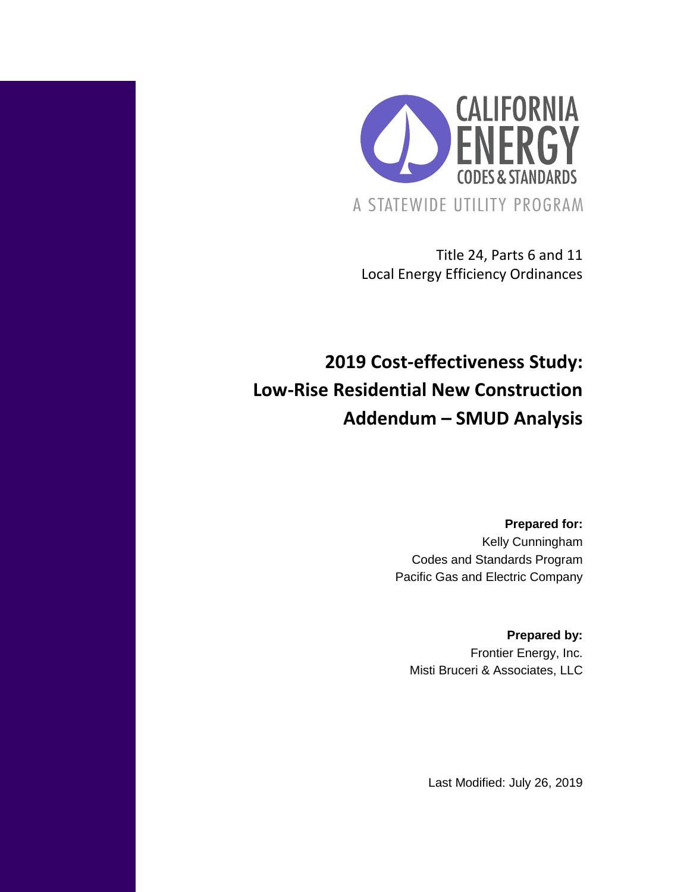CALIFORNIA ENERGY CODES & STANDARDS

A STATEWIDE UTILITY PROGRAM

Title 24, Parts 6 and 11
Local Energy Efficiency Ordinances

# 2019 Cost-effectiveness Study: Low-Rise Residential New Construction Addendum – SMUD Analysis

**Prepared for:**
Kelly Cunningham
Codes and Standards Program
Pacific Gas and Electric Company

**Prepared by:**
Frontier Energy, Inc.
Misti Bruceri & Associates, LLC

Last Modified: July 26, 2019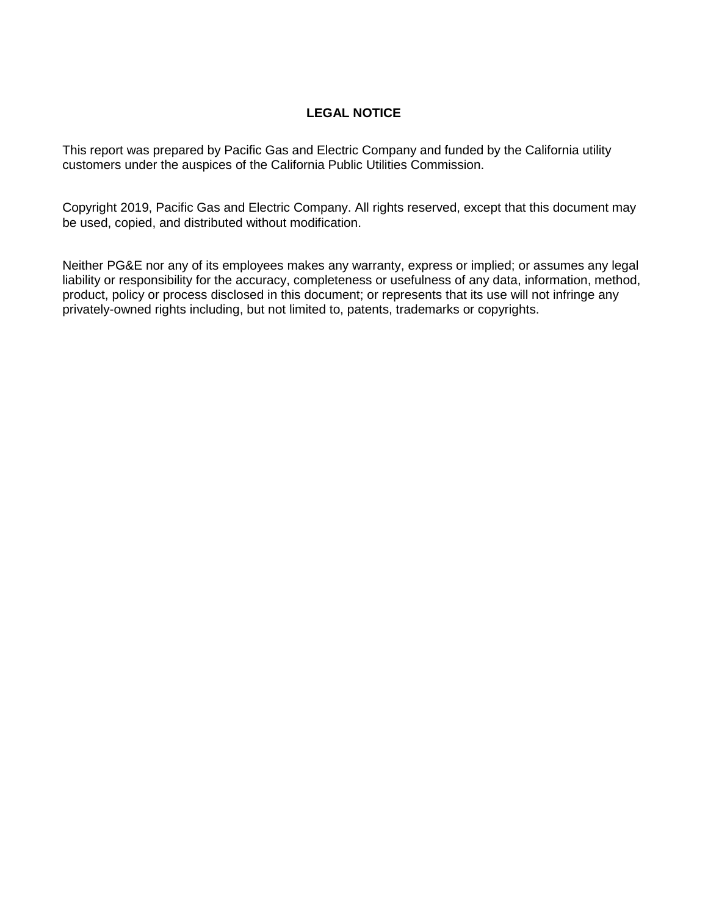## LEGAL NOTICE

This report was prepared by Pacific Gas and Electric Company and funded by the California utility customers under the auspices of the California Public Utilities Commission.

Copyright 2019, Pacific Gas and Electric Company. All rights reserved, except that this document may be used, copied, and distributed without modification.

Neither PG&E nor any of its employees makes any warranty, express or implied; or assumes any legal liability or responsibility for the accuracy, completeness or usefulness of any data, information, method, product, policy or process disclosed in this document; or represents that its use will not infringe any privately-owned rights including, but not limited to, patents, trademarks or copyrights.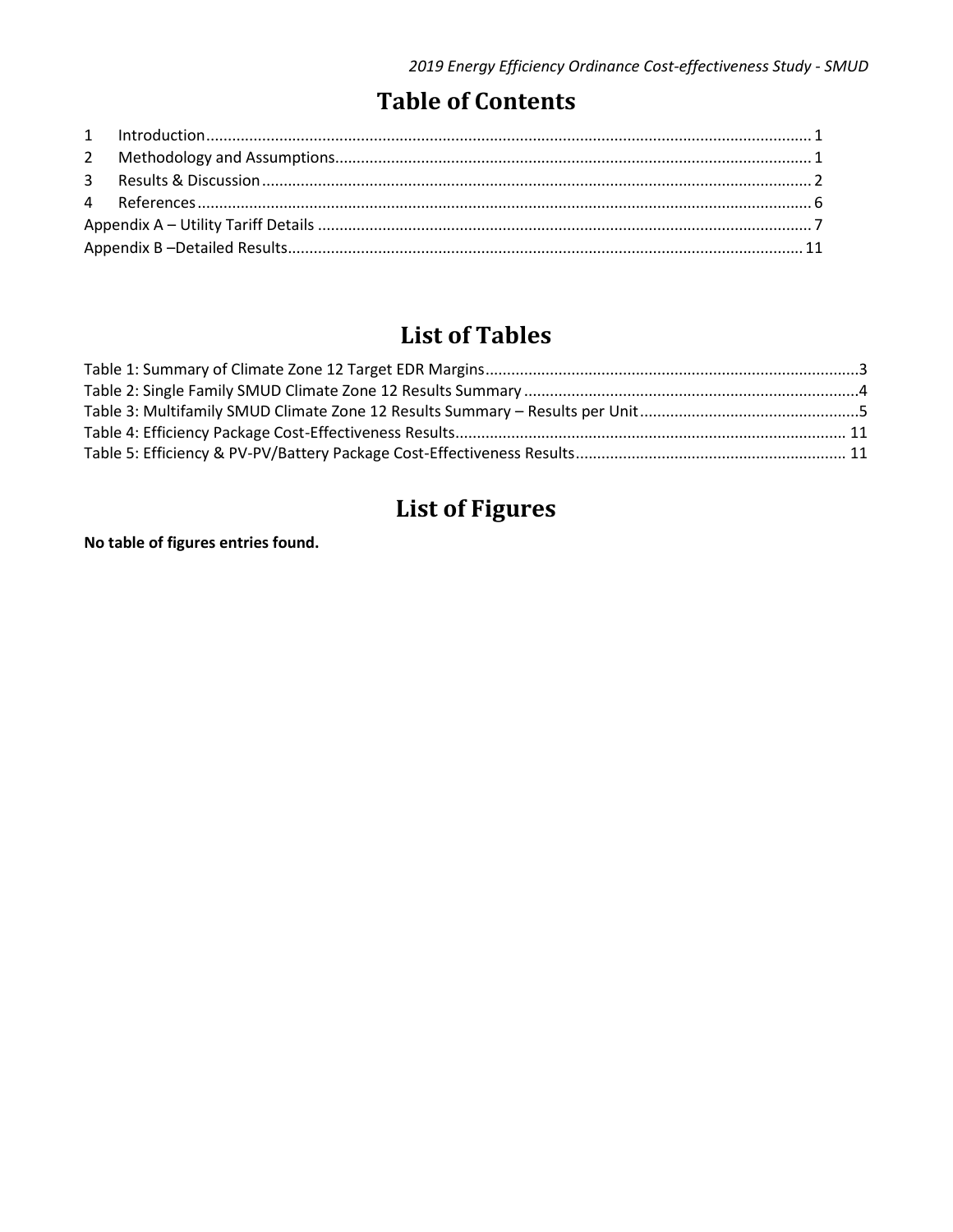# Table of Contents

1 Introduction ... 1
2 Methodology and Assumptions ... 1
3 Results & Discussion ... 2
4 References ... 6
Appendix A – Utility Tariff Details ... 7
Appendix B –Detailed Results ... 11

# List of Tables

Table 1: Summary of Climate Zone 12 Target EDR Margins ... 3
Table 2: Single Family SMUD Climate Zone 12 Results Summary ... 4
Table 3: Multifamily SMUD Climate Zone 12 Results Summary – Results per Unit ... 5
Table 4: Efficiency Package Cost-Effectiveness Results ... 11
Table 5: Efficiency & PV-PV/Battery Package Cost-Effectiveness Results ... 11

# List of Figures

**No table of figures entries found.**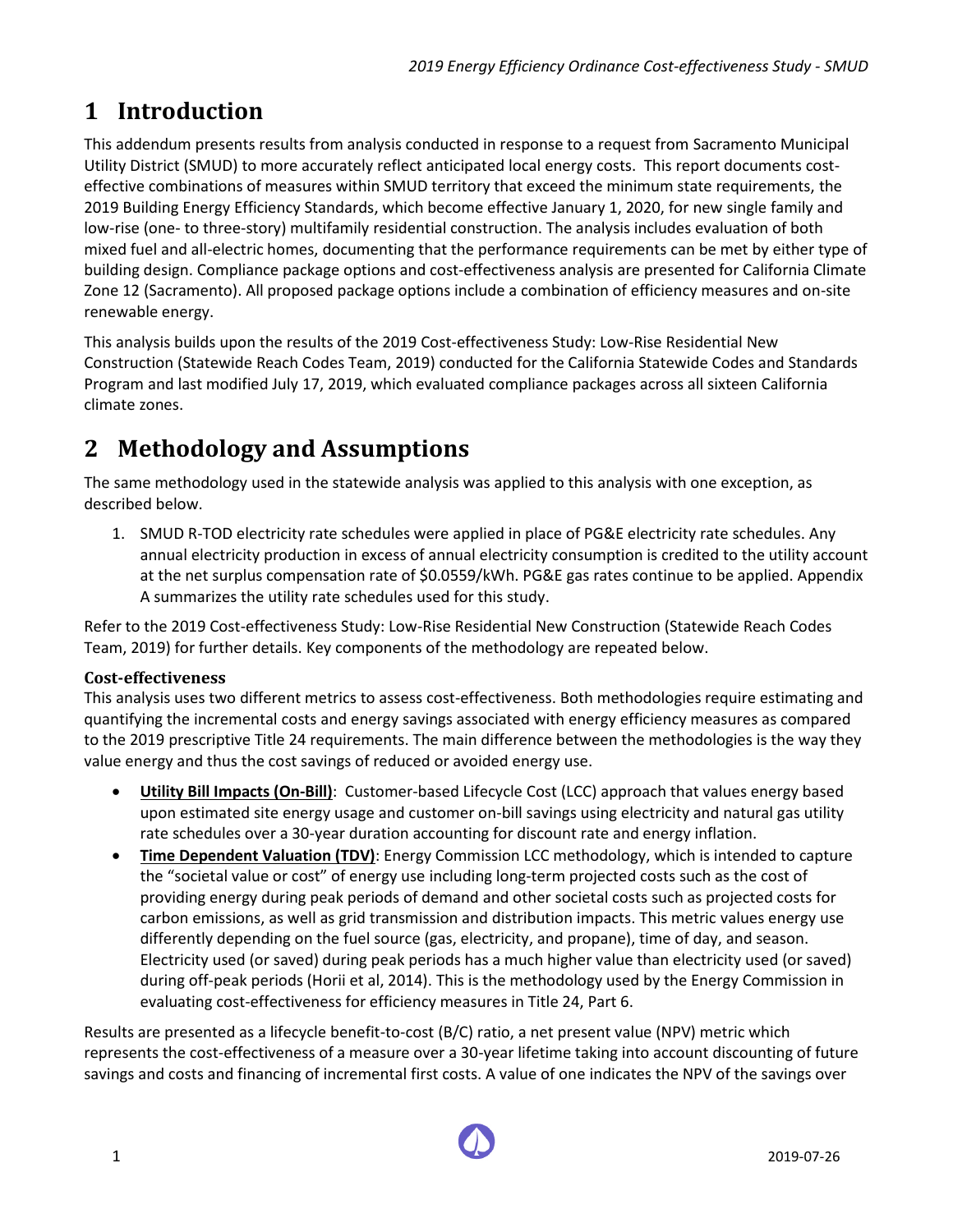# 1 Introduction

This addendum presents results from analysis conducted in response to a request from Sacramento Municipal Utility District (SMUD) to more accurately reflect anticipated local energy costs. This report documents cost-effective combinations of measures within SMUD territory that exceed the minimum state requirements, the 2019 Building Energy Efficiency Standards, which become effective January 1, 2020, for new single family and low-rise (one- to three-story) multifamily residential construction. The analysis includes evaluation of both mixed fuel and all-electric homes, documenting that the performance requirements can be met by either type of building design. Compliance package options and cost-effectiveness analysis are presented for California Climate Zone 12 (Sacramento). All proposed package options include a combination of efficiency measures and on-site renewable energy.

This analysis builds upon the results of the 2019 Cost-effectiveness Study: Low-Rise Residential New Construction (Statewide Reach Codes Team, 2019) conducted for the California Statewide Codes and Standards Program and last modified July 17, 2019, which evaluated compliance packages across all sixteen California climate zones.

# 2 Methodology and Assumptions

The same methodology used in the statewide analysis was applied to this analysis with one exception, as described below.

1. SMUD R-TOD electricity rate schedules were applied in place of PG&E electricity rate schedules. Any annual electricity production in excess of annual electricity consumption is credited to the utility account at the net surplus compensation rate of $0.0559/kWh. PG&E gas rates continue to be applied. Appendix A summarizes the utility rate schedules used for this study.

Refer to the 2019 Cost-effectiveness Study: Low-Rise Residential New Construction (Statewide Reach Codes Team, 2019) for further details. Key components of the methodology are repeated below.

### Cost-effectiveness

This analysis uses two different metrics to assess cost-effectiveness. Both methodologies require estimating and quantifying the incremental costs and energy savings associated with energy efficiency measures as compared to the 2019 prescriptive Title 24 requirements. The main difference between the methodologies is the way they value energy and thus the cost savings of reduced or avoided energy use.

- **Utility Bill Impacts (On-Bill)**: Customer-based Lifecycle Cost (LCC) approach that values energy based upon estimated site energy usage and customer on-bill savings using electricity and natural gas utility rate schedules over a 30-year duration accounting for discount rate and energy inflation.
- **Time Dependent Valuation (TDV)**: Energy Commission LCC methodology, which is intended to capture the "societal value or cost" of energy use including long-term projected costs such as the cost of providing energy during peak periods of demand and other societal costs such as projected costs for carbon emissions, as well as grid transmission and distribution impacts. This metric values energy use differently depending on the fuel source (gas, electricity, and propane), time of day, and season. Electricity used (or saved) during peak periods has a much higher value than electricity used (or saved) during off-peak periods (Horii et al, 2014). This is the methodology used by the Energy Commission in evaluating cost-effectiveness for efficiency measures in Title 24, Part 6.

Results are presented as a lifecycle benefit-to-cost (B/C) ratio, a net present value (NPV) metric which represents the cost-effectiveness of a measure over a 30-year lifetime taking into account discounting of future savings and costs and financing of incremental first costs. A value of one indicates the NPV of the savings over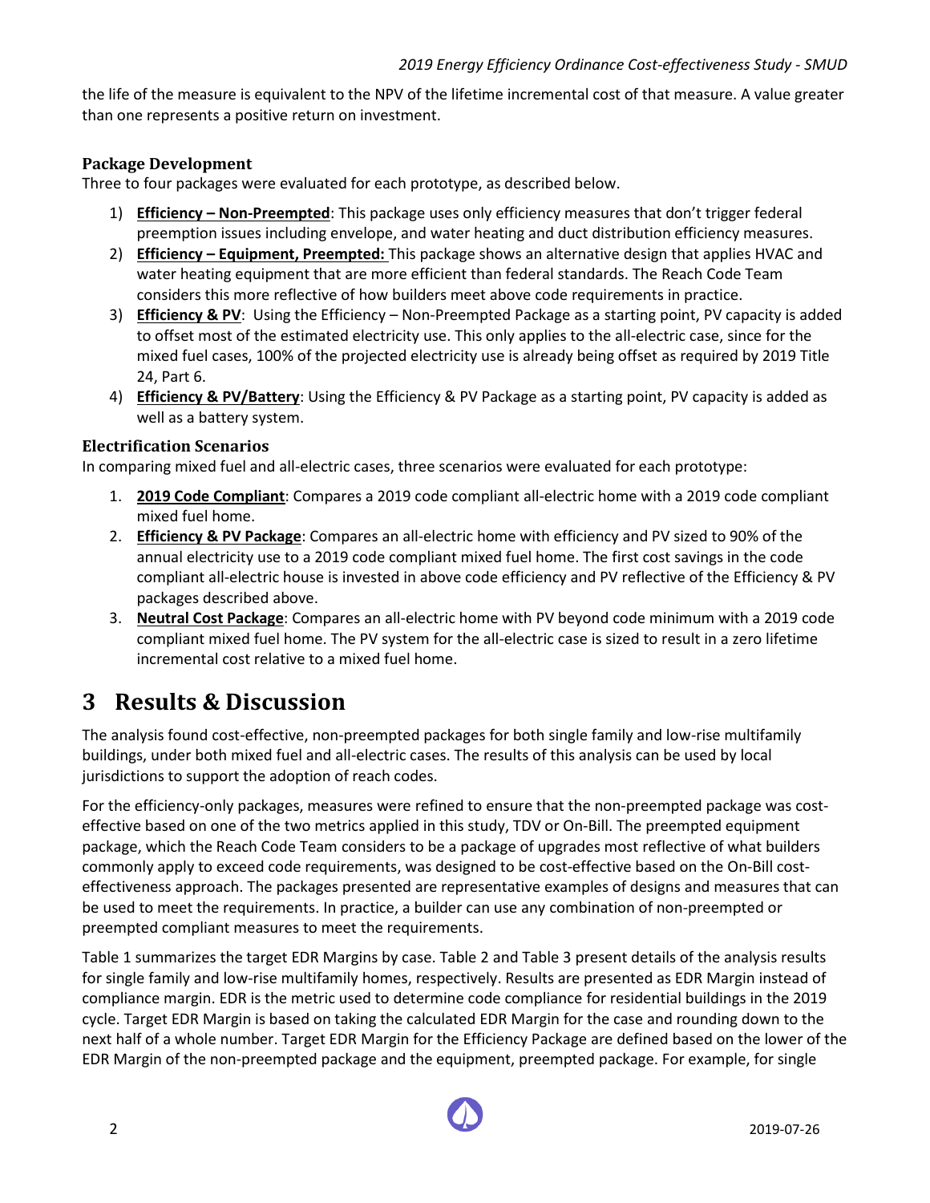the life of the measure is equivalent to the NPV of the lifetime incremental cost of that measure. A value greater than one represents a positive return on investment.

### Package Development

Three to four packages were evaluated for each prototype, as described below.

1) **Efficiency – Non-Preempted**: This package uses only efficiency measures that don't trigger federal preemption issues including envelope, and water heating and duct distribution efficiency measures.
2) **Efficiency – Equipment, Preempted:** This package shows an alternative design that applies HVAC and water heating equipment that are more efficient than federal standards. The Reach Code Team considers this more reflective of how builders meet above code requirements in practice.
3) **Efficiency & PV**: Using the Efficiency – Non-Preempted Package as a starting point, PV capacity is added to offset most of the estimated electricity use. This only applies to the all-electric case, since for the mixed fuel cases, 100% of the projected electricity use is already being offset as required by 2019 Title 24, Part 6.
4) **Efficiency & PV/Battery**: Using the Efficiency & PV Package as a starting point, PV capacity is added as well as a battery system.

### Electrification Scenarios

In comparing mixed fuel and all-electric cases, three scenarios were evaluated for each prototype:

1. **2019 Code Compliant**: Compares a 2019 code compliant all-electric home with a 2019 code compliant mixed fuel home.
2. **Efficiency & PV Package**: Compares an all-electric home with efficiency and PV sized to 90% of the annual electricity use to a 2019 code compliant mixed fuel home. The first cost savings in the code compliant all-electric house is invested in above code efficiency and PV reflective of the Efficiency & PV packages described above.
3. **Neutral Cost Package**: Compares an all-electric home with PV beyond code minimum with a 2019 code compliant mixed fuel home. The PV system for the all-electric case is sized to result in a zero lifetime incremental cost relative to a mixed fuel home.

# 3 Results & Discussion

The analysis found cost-effective, non-preempted packages for both single family and low-rise multifamily buildings, under both mixed fuel and all-electric cases. The results of this analysis can be used by local jurisdictions to support the adoption of reach codes.

For the efficiency-only packages, measures were refined to ensure that the non-preempted package was cost-effective based on one of the two metrics applied in this study, TDV or On-Bill. The preempted equipment package, which the Reach Code Team considers to be a package of upgrades most reflective of what builders commonly apply to exceed code requirements, was designed to be cost-effective based on the On-Bill cost-effectiveness approach. The packages presented are representative examples of designs and measures that can be used to meet the requirements. In practice, a builder can use any combination of non-preempted or preempted compliant measures to meet the requirements.

Table 1 summarizes the target EDR Margins by case. Table 2 and Table 3 present details of the analysis results for single family and low-rise multifamily homes, respectively. Results are presented as EDR Margin instead of compliance margin. EDR is the metric used to determine code compliance for residential buildings in the 2019 cycle. Target EDR Margin is based on taking the calculated EDR Margin for the case and rounding down to the next half of a whole number. Target EDR Margin for the Efficiency Package are defined based on the lower of the EDR Margin of the non-preempted package and the equipment, preempted package. For example, for single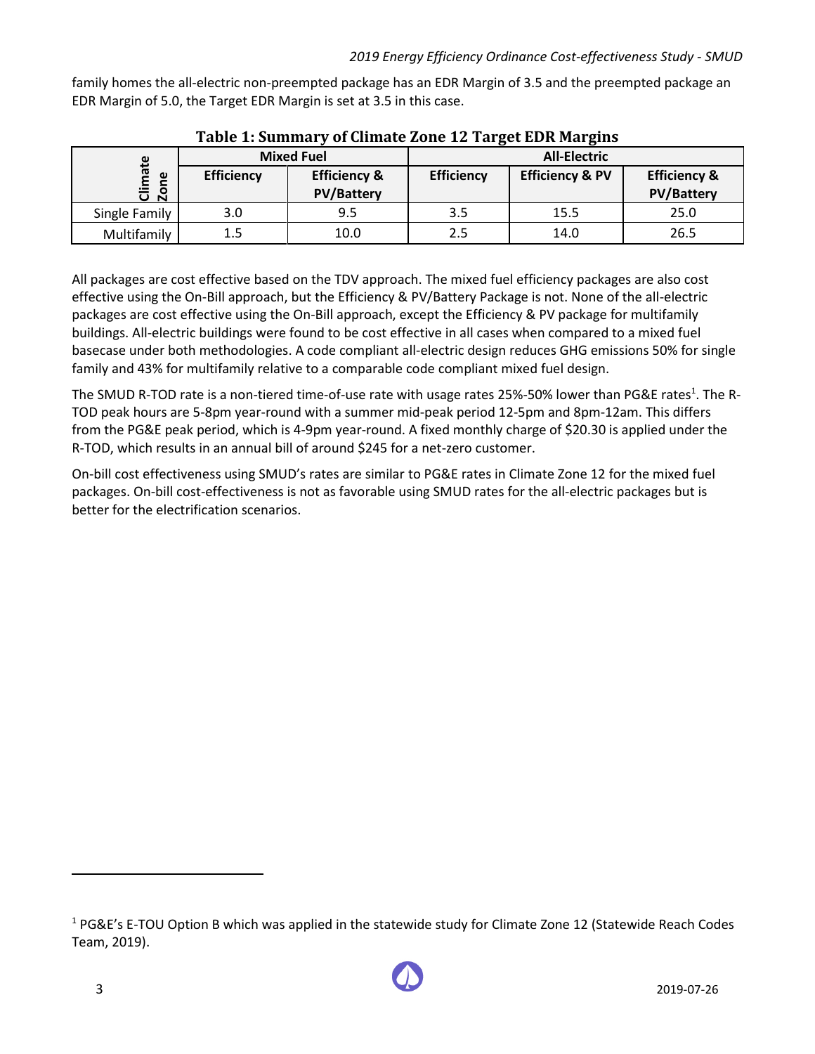family homes the all-electric non-preempted package has an EDR Margin of 3.5 and the preempted package an EDR Margin of 5.0, the Target EDR Margin is set at 3.5 in this case.

**Table 1: Summary of Climate Zone 12 Target EDR Margins**

| Climate Zone | Mixed Fuel | | All-Electric | | |
|---|---|---|---|---|---|
| | Efficiency | Efficiency & PV/Battery | Efficiency | Efficiency & PV | Efficiency & PV/Battery |
| Single Family | 3.0 | 9.5 | 3.5 | 15.5 | 25.0 |
| Multifamily | 1.5 | 10.0 | 2.5 | 14.0 | 26.5 |

All packages are cost effective based on the TDV approach. The mixed fuel efficiency packages are also cost effective using the On-Bill approach, but the Efficiency & PV/Battery Package is not. None of the all-electric packages are cost effective using the On-Bill approach, except the Efficiency & PV package for multifamily buildings. All-electric buildings were found to be cost effective in all cases when compared to a mixed fuel basecase under both methodologies. A code compliant all-electric design reduces GHG emissions 50% for single family and 43% for multifamily relative to a comparable code compliant mixed fuel design.

The SMUD R-TOD rate is a non-tiered time-of-use rate with usage rates 25%-50% lower than PG&E rates[1]. The R-TOD peak hours are 5-8pm year-round with a summer mid-peak period 12-5pm and 8pm-12am. This differs from the PG&E peak period, which is 4-9pm year-round. A fixed monthly charge of $20.30 is applied under the R-TOD, which results in an annual bill of around $245 for a net-zero customer.

On-bill cost effectiveness using SMUD's rates are similar to PG&E rates in Climate Zone 12 for the mixed fuel packages. On-bill cost-effectiveness is not as favorable using SMUD rates for the all-electric packages but is better for the electrification scenarios.

[1] PG&E's E-TOU Option B which was applied in the statewide study for Climate Zone 12 (Statewide Reach Codes Team, 2019).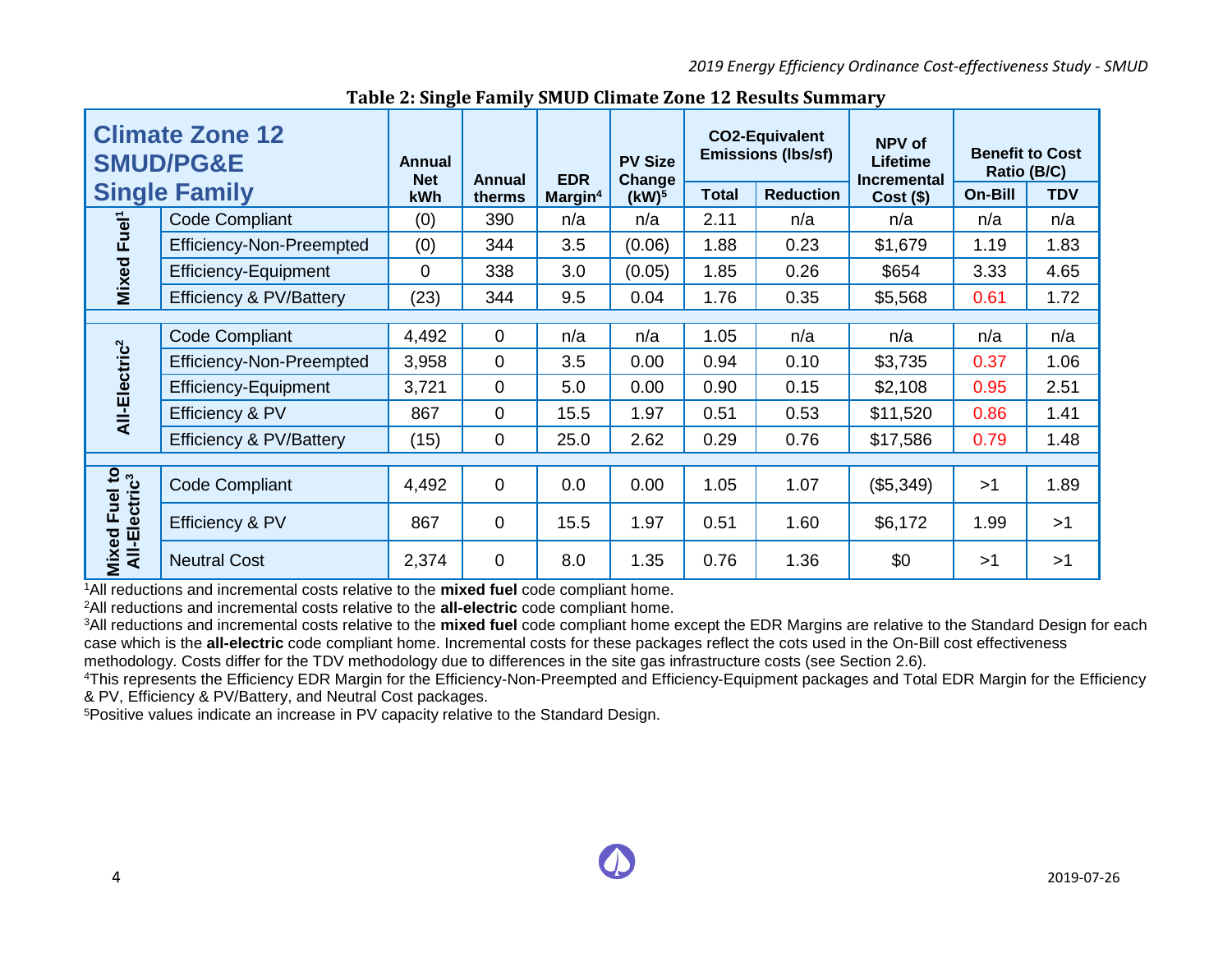**Table 2: Single Family SMUD Climate Zone 12 Results Summary**

| Climate Zone 12 SMUD/PG&E Single Family | | Annual Net kWh | Annual therms | EDR Margin[4] | PV Size Change (kW)[5] | $CO_2$-Equivalent Emissions (lbs/sf) | | NPV of Lifetime Incremental Cost ($) | Benefit to Cost Ratio (B/C) | |
|---|---|---|---|---|---|---|---|---|---|---|
| | | | | | | Total | Reduction | | On-Bill | TDV |
| Mixed Fuel[1] | Code Compliant | (0) | 390 | n/a | n/a | 2.11 | n/a | n/a | n/a | n/a |
| | Efficiency-Non-Preempted | (0) | 344 | 3.5 | (0.06) | 1.88 | 0.23 | $1,679 | 1.19 | 1.83 |
| | Efficiency-Equipment | 0 | 338 | 3.0 | (0.05) | 1.85 | 0.26 | $654 | 3.33 | 4.65 |
| | Efficiency & PV/Battery | (23) | 344 | 9.5 | 0.04 | 1.76 | 0.35 | $5,568 | 0.61 | 1.72 |
| All-Electric[2] | Code Compliant | 4,492 | 0 | n/a | n/a | 1.05 | n/a | n/a | n/a | n/a |
| | Efficiency-Non-Preempted | 3,958 | 0 | 3.5 | 0.00 | 0.94 | 0.10 | $3,735 | 0.37 | 1.06 |
| | Efficiency-Equipment | 3,721 | 0 | 5.0 | 0.00 | 0.90 | 0.15 | $2,108 | 0.95 | 2.51 |
| | Efficiency & PV | 867 | 0 | 15.5 | 1.97 | 0.51 | 0.53 | $11,520 | 0.86 | 1.41 |
| | Efficiency & PV/Battery | (15) | 0 | 25.0 | 2.62 | 0.29 | 0.76 | $17,586 | 0.79 | 1.48 |
| Mixed Fuel to All-Electric[3] | Code Compliant | 4,492 | 0 | 0.0 | 0.00 | 1.05 | 1.07 | ($5,349) | >1 | 1.89 |
| | Efficiency & PV | 867 | 0 | 15.5 | 1.97 | 0.51 | 1.60 | $6,172 | 1.99 | >1 |
| | Neutral Cost | 2,374 | 0 | 8.0 | 1.35 | 0.76 | 1.36 | $0 | >1 | >1 |

[1]All reductions and incremental costs relative to the **mixed fuel** code compliant home.
[2]All reductions and incremental costs relative to the **all-electric** code compliant home.
[3]All reductions and incremental costs relative to the **mixed fuel** code compliant home except the EDR Margins are relative to the Standard Design for each case which is the **all-electric** code compliant home. Incremental costs for these packages reflect the cots used in the On-Bill cost effectiveness methodology. Costs differ for the TDV methodology due to differences in the site gas infrastructure costs (see Section 2.6).
[4]This represents the Efficiency EDR Margin for the Efficiency-Non-Preempted and Efficiency-Equipment packages and Total EDR Margin for the Efficiency & PV, Efficiency & PV/Battery, and Neutral Cost packages.
[5]Positive values indicate an increase in PV capacity relative to the Standard Design.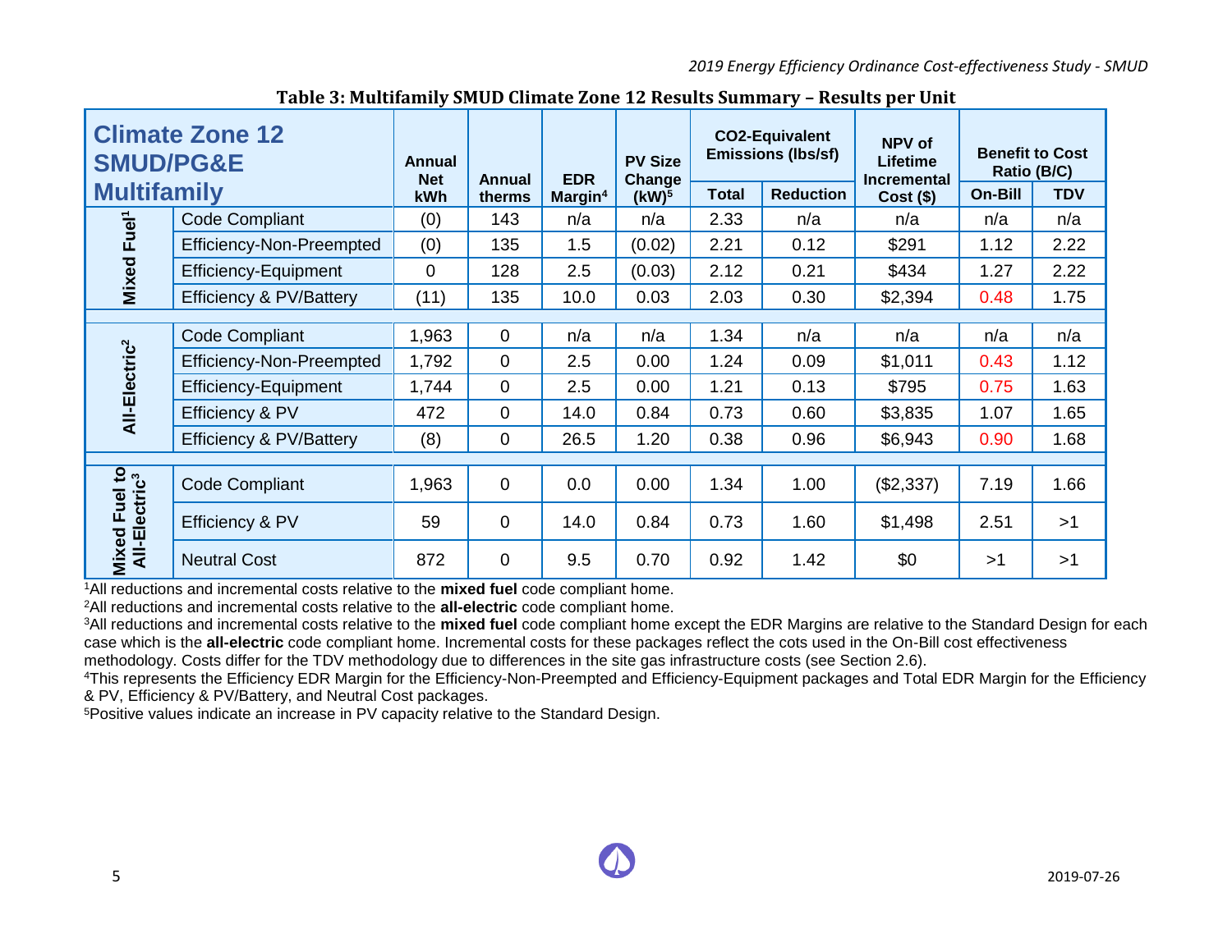**Table 3: Multifamily SMUD Climate Zone 12 Results Summary – Results per Unit**

| Climate Zone 12 SMUD/PG&E Multifamily | | Annual Net kWh | Annual therms | EDR Margin[4] | PV Size Change (kW)[5] | $CO_2$-Equivalent Emissions (lbs/sf) | | NPV of Lifetime Incremental Cost ($) | Benefit to Cost Ratio (B/C) | |
|---|---|---|---|---|---|---|---|---|---|---|
| | | | | | | Total | Reduction | | On-Bill | TDV |
| Mixed Fuel[1] | Code Compliant | (0) | 143 | n/a | n/a | 2.33 | n/a | n/a | n/a | n/a |
| | Efficiency-Non-Preempted | (0) | 135 | 1.5 | (0.02) | 2.21 | 0.12 | $291 | 1.12 | 2.22 |
| | Efficiency-Equipment | 0 | 128 | 2.5 | (0.03) | 2.12 | 0.21 | $434 | 1.27 | 2.22 |
| | Efficiency & PV/Battery | (11) | 135 | 10.0 | 0.03 | 2.03 | 0.30 | $2,394 | 0.48 | 1.75 |
| All-Electric[2] | Code Compliant | 1,963 | 0 | n/a | n/a | 1.34 | n/a | n/a | n/a | n/a |
| | Efficiency-Non-Preempted | 1,792 | 0 | 2.5 | 0.00 | 1.24 | 0.09 | $1,011 | 0.43 | 1.12 |
| | Efficiency-Equipment | 1,744 | 0 | 2.5 | 0.00 | 1.21 | 0.13 | $795 | 0.75 | 1.63 |
| | Efficiency & PV | 472 | 0 | 14.0 | 0.84 | 0.73 | 0.60 | $3,835 | 1.07 | 1.65 |
| | Efficiency & PV/Battery | (8) | 0 | 26.5 | 1.20 | 0.38 | 0.96 | $6,943 | 0.90 | 1.68 |
| Mixed Fuel to All-Electric[3] | Code Compliant | 1,963 | 0 | 0.0 | 0.00 | 1.34 | 1.00 | ($2,337) | 7.19 | 1.66 |
| | Efficiency & PV | 59 | 0 | 14.0 | 0.84 | 0.73 | 1.60 | $1,498 | 2.51 | >1 |
| | Neutral Cost | 872 | 0 | 9.5 | 0.70 | 0.92 | 1.42 | $0 | >1 | >1 |

[1]All reductions and incremental costs relative to the **mixed fuel** code compliant home.
[2]All reductions and incremental costs relative to the **all-electric** code compliant home.
[3]All reductions and incremental costs relative to the **mixed fuel** code compliant home except the EDR Margins are relative to the Standard Design for each case which is the **all-electric** code compliant home. Incremental costs for these packages reflect the cots used in the On-Bill cost effectiveness methodology. Costs differ for the TDV methodology due to differences in the site gas infrastructure costs (see Section 2.6).
[4]This represents the Efficiency EDR Margin for the Efficiency-Non-Preempted and Efficiency-Equipment packages and Total EDR Margin for the Efficiency & PV, Efficiency & PV/Battery, and Neutral Cost packages.
[5]Positive values indicate an increase in PV capacity relative to the Standard Design.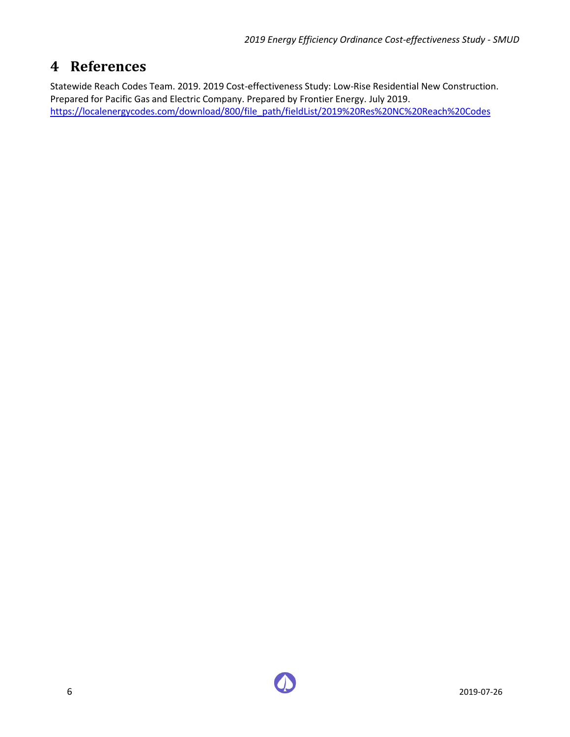# 4 References

Statewide Reach Codes Team. 2019. 2019 Cost-effectiveness Study: Low-Rise Residential New Construction. Prepared for Pacific Gas and Electric Company. Prepared by Frontier Energy. July 2019. [https://localenergycodes.com/download/800/file_path/fieldList/2019%20Res%20NC%20Reach%20Codes](https://localenergycodes.com/download/800/file_path/fieldList/2019%20Res%20NC%20Reach%20Codes)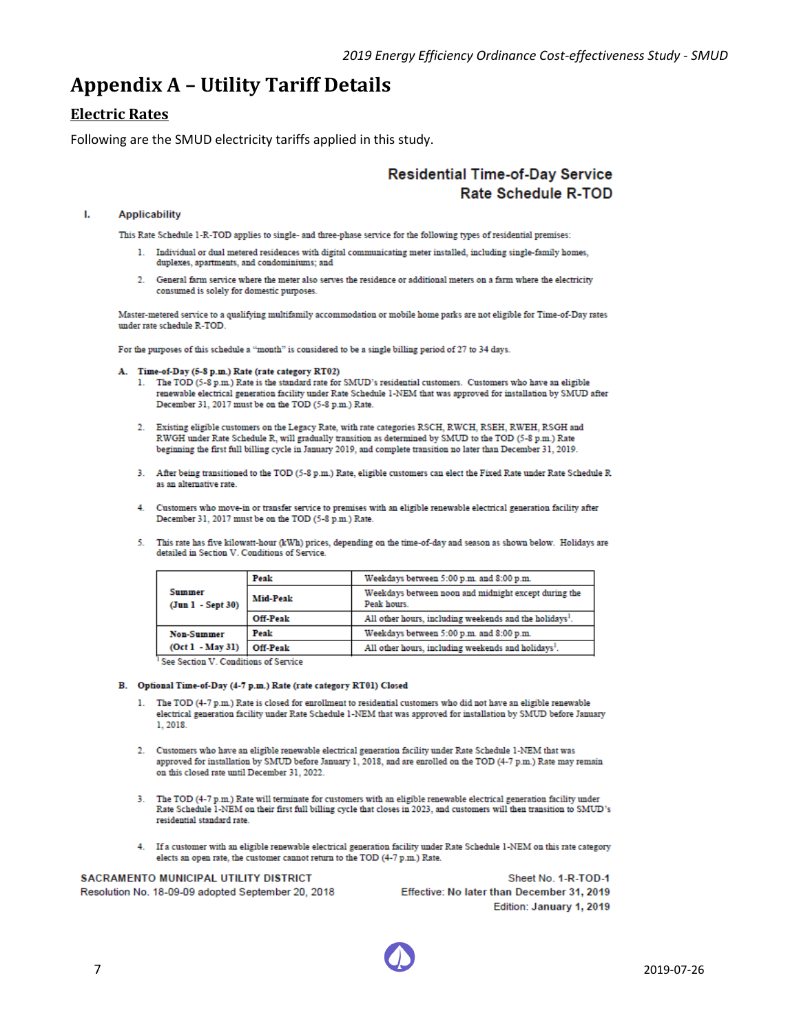# Appendix A – Utility Tariff Details

## Electric Rates

Following are the SMUD electricity tariffs applied in this study.

### Residential Time-of-Day Service
### Rate Schedule R-TOD

**I. Applicability**

This Rate Schedule 1-R-TOD applies to single- and three-phase service for the following types of residential premises:

1. Individual or dual metered residences with digital communicating meter installed, including single-family homes, duplexes, apartments, and condominiums; and
2. General farm service where the meter also serves the residence or additional meters on a farm where the electricity consumed is solely for domestic purposes.

Master-metered service to a qualifying multifamily accommodation or mobile home parks are not eligible for Time-of-Day rates under rate schedule R-TOD.

For the purposes of this schedule a "month" is considered to be a single billing period of 27 to 34 days.

**A. Time-of-Day (5-8 p.m.) Rate (rate category RT02)**

1. The TOD (5-8 p.m.) Rate is the standard rate for SMUD's residential customers. Customers who have an eligible renewable electrical generation facility under Rate Schedule 1-NEM that was approved for installation by SMUD after December 31, 2017 must be on the TOD (5-8 p.m.) Rate.
2. Existing eligible customers on the Legacy Rate, with rate categories RSCH, RWCH, RSEH, RWEH, RSGH and RWGH under Rate Schedule R, will gradually transition as determined by SMUD to the TOD (5-8 p.m.) Rate beginning the first full billing cycle in January 2019, and complete transition no later than December 31, 2019.
3. After being transitioned to the TOD (5-8 p.m.) Rate, eligible customers can elect the Fixed Rate under Rate Schedule R as an alternative rate.
4. Customers who move-in or transfer service to premises with an eligible renewable electrical generation facility after December 31, 2017 must be on the TOD (5-8 p.m.) Rate.
5. This rate has five kilowatt-hour (kWh) prices, depending on the time-of-day and season as shown below. Holidays are detailed in Section V. Conditions of Service.

| | | |
|---|---|---|
| **Summer (Jun 1 - Sept 30)** | **Peak** | Weekdays between 5:00 p.m. and 8:00 p.m. |
| | **Mid-Peak** | Weekdays between noon and midnight except during the Peak hours. |
| | **Off-Peak** | All other hours, including weekends and the holidays[1]. |
| **Non-Summer (Oct 1 - May 31)** | **Peak** | Weekdays between 5:00 p.m. and 8:00 p.m. |
| | **Off-Peak** | All other hours, including weekends and holidays[1]. |

[1] See Section V. Conditions of Service

**B. Optional Time-of-Day (4-7 p.m.) Rate (rate category RT01) Closed**

1. The TOD (4-7 p.m.) Rate is closed for enrollment to residential customers who did not have an eligible renewable electrical generation facility under Rate Schedule 1-NEM that was approved for installation by SMUD before January 1, 2018.
2. Customers who have an eligible renewable electrical generation facility under Rate Schedule 1-NEM that was approved for installation by SMUD before January 1, 2018, and are enrolled on the TOD (4-7 p.m.) Rate may remain on this closed rate until December 31, 2022.
3. The TOD (4-7 p.m.) Rate will terminate for customers with an eligible renewable electrical generation facility under Rate Schedule 1-NEM on their first full billing cycle that closes in 2023, and customers will then transition to SMUD's residential standard rate.
4. If a customer with an eligible renewable electrical generation facility under Rate Schedule 1-NEM on this rate category elects an open rate, the customer cannot return to the TOD (4-7 p.m.) Rate.

SACRAMENTO MUNICIPAL UTILITY DISTRICT
Resolution No. 18-09-09 adopted September 20, 2018

Sheet No. 1-R-TOD-1
Effective: No later than December 31, 2019
Edition: January 1, 2019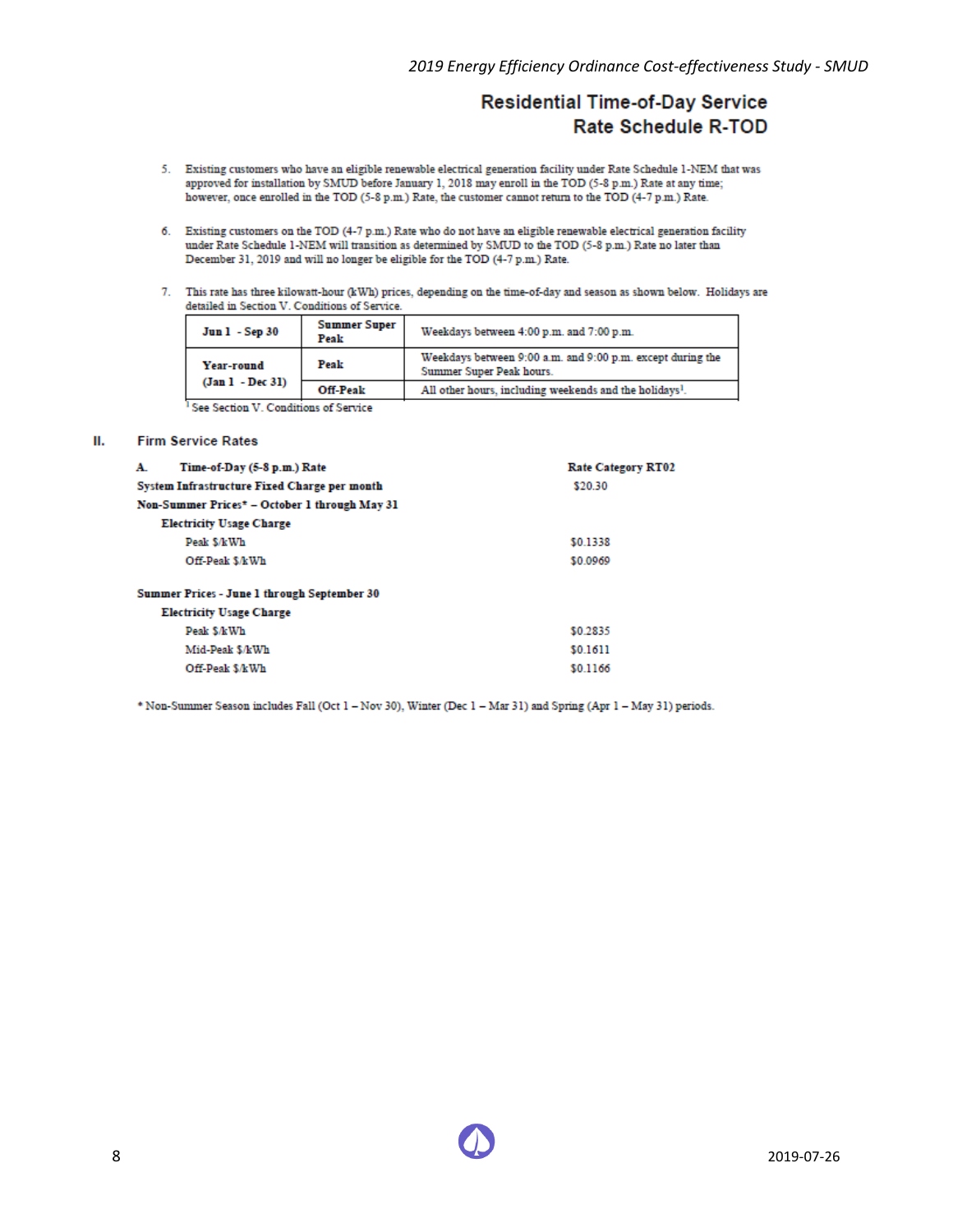# Residential Time-of-Day Service
## Rate Schedule R-TOD

5. Existing customers who have an eligible renewable electrical generation facility under Rate Schedule 1-NEM that was approved for installation by SMUD before January 1, 2018 may enroll in the TOD (5-8 p.m.) Rate at any time; however, once enrolled in the TOD (5-8 p.m.) Rate, the customer cannot return to the TOD (4-7 p.m.) Rate.

6. Existing customers on the TOD (4-7 p.m.) Rate who do not have an eligible renewable electrical generation facility under Rate Schedule 1-NEM will transition as determined by SMUD to the TOD (5-8 p.m.) Rate no later than December 31, 2019 and will no longer be eligible for the TOD (4-7 p.m.) Rate.

7. This rate has three kilowatt-hour (kWh) prices, depending on the time-of-day and season as shown below. Holidays are detailed in Section V. Conditions of Service.

| | | |
|---|---|---|
| **Jun 1 - Sep 30** | **Summer Super Peak** | Weekdays between 4:00 p.m. and 7:00 p.m. |
| **Year-round (Jan 1 - Dec 31)** | **Peak** | Weekdays between 9:00 a.m. and 9:00 p.m. except during the Summer Super Peak hours. |
| | **Off-Peak** | All other hours, including weekends and the holidays[1]. |

[1] See Section V. Conditions of Service

## II. Firm Service Rates

| **A. Time-of-Day (5-8 p.m.) Rate** | **Rate Category RT02** |
|---|---|
| **System Infrastructure Fixed Charge per month** | $20.30 |
| **Non-Summer Prices* – October 1 through May 31** | |
| **Electricity Usage Charge** | |
| Peak $/kWh | $0.1338 |
| Off-Peak $/kWh | $0.0969 |
| **Summer Prices - June 1 through September 30** | |
| **Electricity Usage Charge** | |
| Peak $/kWh | $0.2835 |
| Mid-Peak $/kWh | $0.1611 |
| Off-Peak $/kWh | $0.1166 |

* Non-Summer Season includes Fall (Oct 1 – Nov 30), Winter (Dec 1 – Mar 31) and Spring (Apr 1 – May 31) periods.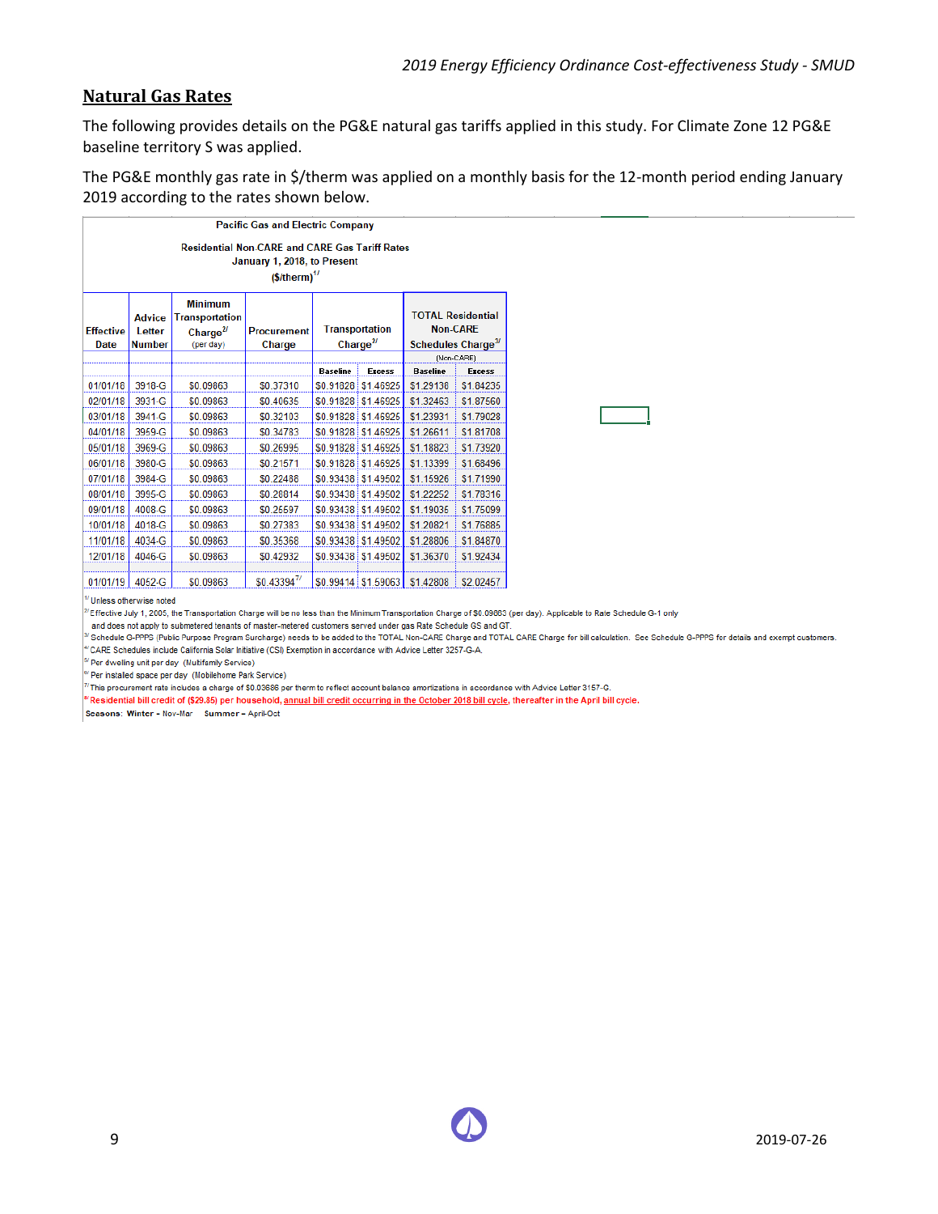## Natural Gas Rates

The following provides details on the PG&E natural gas tariffs applied in this study. For Climate Zone 12 PG&E baseline territory S was applied.

The PG&E monthly gas rate in $/therm was applied on a monthly basis for the 12-month period ending January 2019 according to the rates shown below.

Pacific Gas and Electric Company

Residential Non-CARE and CARE Gas Tariff Rates
January 1, 2018, to Present
($/therm)[1]

| Effective Date | Advice Letter Number | Minimum Transportation Charge[2] (per day) | Procurement Charge | Transportation Charge[2] | | TOTAL Residential Non-CARE Schedules Charge[3] (Non-CARE) | |
|---|---|---|---|---|---|---|---|
| | | | | Baseline | Excess | Baseline | Excess |
| 01/01/18 | 3918-G | $0.09863 | $0.37310 | $0.91828 | $1.46925 | $1.29138 | $1.84235 |
| 02/01/18 | 3931-G | $0.09863 | $0.40635 | $0.91828 | $1.46925 | $1.32463 | $1.87560 |
| 03/01/18 | 3941-G | $0.09863 | $0.32103 | $0.91828 | $1.46925 | $1.23931 | $1.79028 |
| 04/01/18 | 3959-G | $0.09863 | $0.34783 | $0.91828 | $1.46925 | $1.26611 | $1.81708 |
| 05/01/18 | 3969-G | $0.09863 | $0.26995 | $0.91828 | $1.46925 | $1.18823 | $1.73920 |
| 06/01/18 | 3980-G | $0.09863 | $0.21571 | $0.91828 | $1.46925 | $1.13399 | $1.68496 |
| 07/01/18 | 3984-G | $0.09863 | $0.22488 | $0.93438 | $1.49502 | $1.15926 | $1.71990 |
| 08/01/18 | 3995-G | $0.09863 | $0.28814 | $0.93438 | $1.49502 | $1.22252 | $1.78316 |
| 09/01/18 | 4008-G | $0.09863 | $0.25597 | $0.93438 | $1.49502 | $1.19035 | $1.75099 |
| 10/01/18 | 4018-G | $0.09863 | $0.27383 | $0.93438 | $1.49502 | $1.20821 | $1.76885 |
| 11/01/18 | 4034-G | $0.09863 | $0.35368 | $0.93438 | $1.49502 | $1.28806 | $1.84870 |
| 12/01/18 | 4046-G | $0.09863 | $0.42932 | $0.93438 | $1.49502 | $1.36370 | $1.92434 |
| 01/01/19 | 4052-G | $0.09863 | $0.43394[7] | $0.99414 | $1.59063 | $1.42808 | $2.02457 |

[1] Unless otherwise noted

[2] Effective July 1, 2005, the Transportation Charge will be no less than the Minimum Transportation Charge of $0.09863 (per day). Applicable to Rate Schedule G-1 only and does not apply to submetered tenants of master-metered customers served under gas Rate Schedule GS and GT.

[3] Schedule G-PPPS (Public Purpose Program Surcharge) needs to be added to the TOTAL Non-CARE Charge and TOTAL CARE Charge for bill calculation. See Schedule G-PPPS for details and exempt customers.

[4] CARE Schedules include California Solar Initiative (CSI) Exemption in accordance with Advice Letter 3257-G-A.

[5] Per dwelling unit per day (Multifamily Service)

[6] Per installed space per day (Mobilehome Park Service)

[7] This procurement rate includes a charge of $0.03686 per therm to reflect account balance amortizations in accordance with Advice Letter 3157-G.

[8] Residential bill credit of ($29.85) per household, annual bill credit occurring in the October 2018 bill cycle, thereafter in the April bill cycle.

**Seasons: Winter** = Nov-Mar **Summer** = April-Oct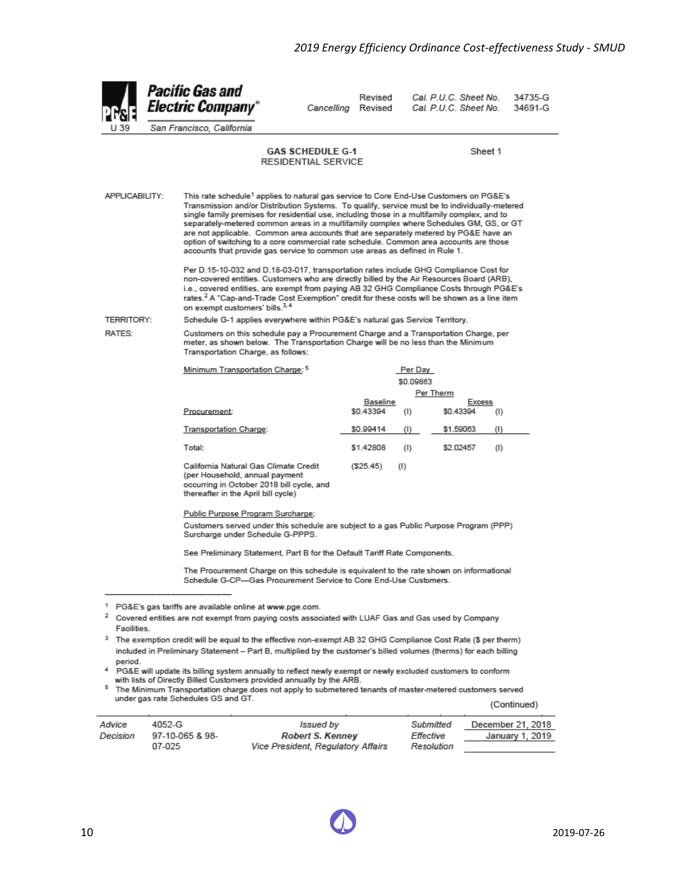**Pacific Gas and Electric Company®**
U 39 San Francisco, California

| | | | |
|---|---|---|---|
| | Revised | Cal. P.U.C. Sheet No. | 34735-G |
| Cancelling | Revised | Cal. P.U.C. Sheet No. | 34691-G |

## GAS SCHEDULE G-1
### RESIDENTIAL SERVICE

Sheet 1

APPLICABILITY: This rate schedule[1] applies to natural gas service to Core End-Use Customers on PG&E's Transmission and/or Distribution Systems. To qualify, service must be to individually-metered single family premises for residential use, including those in a multifamily complex, and to separately-metered common areas in a multifamily complex where Schedules GM, GS, or GT are not applicable. Common area accounts that are separately metered by PG&E have an option of switching to a core commercial rate schedule. Common area accounts are those accounts that provide gas service to common use areas as defined in Rule 1.

Per D.15-10-032 and D.18-03-017, transportation rates include GHG Compliance Cost for non-covered entities. Customers who are directly billed by the Air Resources Board (ARB), i.e., covered entities, are exempt from paying AB 32 GHG Compliance Costs through PG&E's rates.[2] A "Cap-and-Trade Cost Exemption" credit for these costs will be shown as a line item on exempt customers' bills.[3, 4]

TERRITORY: Schedule G-1 applies everywhere within PG&E's natural gas Service Territory.

RATES: Customers on this schedule pay a Procurement Charge and a Transportation Charge, per meter, as shown below. The Transportation Charge will be no less than the Minimum Transportation Charge, as follows:

| | Per Day | | | |
|---|---|---|---|---|
| Minimum Transportation Charge:[5] | $0.09863 | | | |
| | Per Therm | | | |
| | Baseline | | Excess | |
| Procurement: | $0.43394 | (I) | $0.43394 | (I) |
| Transportation Charge: | $0.99414 | (I) | $1.59063 | (I) |
| Total: | $1.42808 | (I) | $2.02457 | (I) |
| California Natural Gas Climate Credit (per Household, annual payment occurring in October 2018 bill cycle, and thereafter in the April bill cycle) | ($25.45) | (I) | | |

Public Purpose Program Surcharge:

Customers served under this schedule are subject to a gas Public Purpose Program (PPP) Surcharge under Schedule G-PPPS.

See Preliminary Statement, Part B for the Default Tariff Rate Components.

The Procurement Charge on this schedule is equivalent to the rate shown on informational Schedule G-CP—Gas Procurement Service to Core End-Use Customers.

---

[1] PG&E's gas tariffs are available online at www.pge.com.

[2] Covered entities are not exempt from paying costs associated with LUAF Gas and Gas used by Company Facilities.

[3] The exemption credit will be equal to the effective non-exempt AB 32 GHG Compliance Cost Rate ($ per therm) included in Preliminary Statement – Part B, multiplied by the customer's billed volumes (therms) for each billing period.

[4] PG&E will update its billing system annually to reflect newly exempt or newly excluded customers to conform with lists of Directly Billed Customers provided annually by the ARB.

[5] The Minimum Transportation charge does not apply to submetered tenants of master-metered customers served under gas rate Schedules GS and GT.

(Continued)

| | | | | |
|---|---|---|---|---|
| Advice | 4052-G | Issued by | Submitted | December 21, 2018 |
| Decision | 97-10-065 & 98-07-025 | **Robert S. Kenney** | Effective | January 1, 2019 |
| | | Vice President, Regulatory Affairs | Resolution | |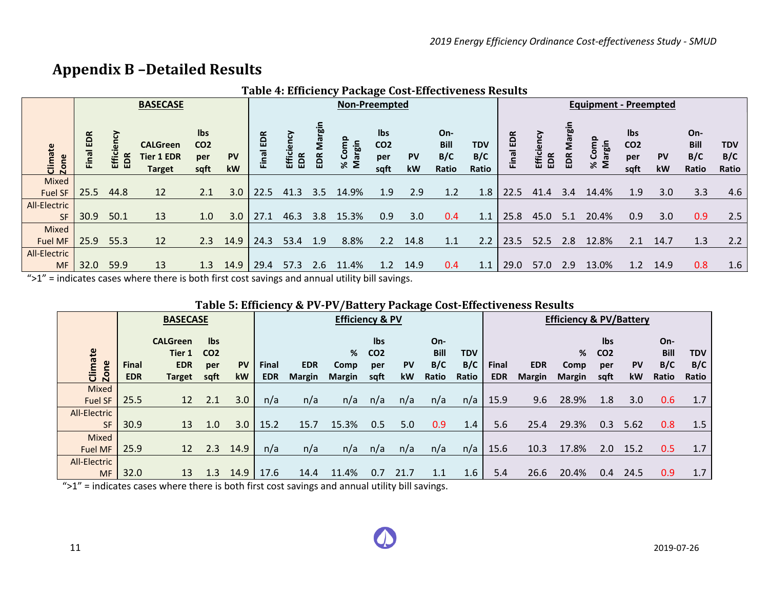# Appendix B –Detailed Results

**Table 4: Efficiency Package Cost-Effectiveness Results**

| Climate Zone | BASECASE | | | | | Non-Preempted | | | | | | | | Equipment - Preempted | | | | | | | |
|---|---|---|---|---|---|---|---|---|---|---|---|---|---|---|---|---|---|---|---|---|---|
| | Final EDR | Efficiency EDR | CALGreen Tier 1 EDR Target | lbs CO2 per sqft | PV kW | Final EDR | Efficiency EDR | EDR Margin | % Comp Margin | lbs CO2 per sqft | PV kW | On-Bill B/C Ratio | TDV B/C Ratio | Final EDR | Efficiency EDR | EDR Margin | % Comp Margin | lbs CO2 per sqft | PV kW | On-Bill B/C Ratio | TDV B/C Ratio |
| Mixed Fuel SF | 25.5 | 44.8 | 12 | 2.1 | 3.0 | 22.5 | 41.3 | 3.5 | 14.9% | 1.9 | 2.9 | 1.2 | 1.8 | 22.5 | 41.4 | 3.4 | 14.4% | 1.9 | 3.0 | 3.3 | 4.6 |
| All-Electric SF | 30.9 | 50.1 | 13 | 1.0 | 3.0 | 27.1 | 46.3 | 3.8 | 15.3% | 0.9 | 3.0 | 0.4 | 1.1 | 25.8 | 45.0 | 5.1 | 20.4% | 0.9 | 3.0 | 0.9 | 2.5 |
| Mixed Fuel MF | 25.9 | 55.3 | 12 | 2.3 | 14.9 | 24.3 | 53.4 | 1.9 | 8.8% | 2.2 | 14.8 | 1.1 | 2.2 | 23.5 | 52.5 | 2.8 | 12.8% | 2.1 | 14.7 | 1.3 | 2.2 |
| All-Electric MF | 32.0 | 59.9 | 13 | 1.3 | 14.9 | 29.4 | 57.3 | 2.6 | 11.4% | 1.2 | 14.9 | 0.4 | 1.1 | 29.0 | 57.0 | 2.9 | 13.0% | 1.2 | 14.9 | 0.8 | 1.6 |

">1" = indicates cases where there is both first cost savings and annual utility bill savings.

**Table 5: Efficiency & PV-PV/Battery Package Cost-Effectiveness Results**

| Climate Zone | BASECASE | | | | Efficiency & PV | | | | | | | Efficiency & PV/Battery | | | | | | |
|---|---|---|---|---|---|---|---|---|---|---|---|---|---|---|---|---|---|---|
| | Final EDR | CALGreen Tier 1 EDR Target | lbs CO2 per sqft | PV kW | Final EDR | EDR Margin | % Comp Margin | lbs CO2 per sqft | PV kW | On-Bill B/C Ratio | TDV B/C Ratio | Final EDR | EDR Margin | % Comp Margin | lbs CO2 per sqft | PV kW | On-Bill B/C Ratio | TDV B/C Ratio |
| Mixed Fuel SF | 25.5 | 12 | 2.1 | 3.0 | n/a | n/a | n/a | n/a | n/a | n/a | n/a | 15.9 | 9.6 | 28.9% | 1.8 | 3.0 | 0.6 | 1.7 |
| All-Electric SF | 30.9 | 13 | 1.0 | 3.0 | 15.2 | 15.7 | 15.3% | 0.5 | 5.0 | 0.9 | 1.4 | 5.6 | 25.4 | 29.3% | 0.3 | 5.62 | 0.8 | 1.5 |
| Mixed Fuel MF | 25.9 | 12 | 2.3 | 14.9 | n/a | n/a | n/a | n/a | n/a | n/a | n/a | 15.6 | 10.3 | 17.8% | 2.0 | 15.2 | 0.5 | 1.7 |
| All-Electric MF | 32.0 | 13 | 1.3 | 14.9 | 17.6 | 14.4 | 11.4% | 0.7 | 21.7 | 1.1 | 1.6 | 5.4 | 26.6 | 20.4% | 0.4 | 24.5 | 0.9 | 1.7 |

">1" = indicates cases where there is both first cost savings and annual utility bill savings.